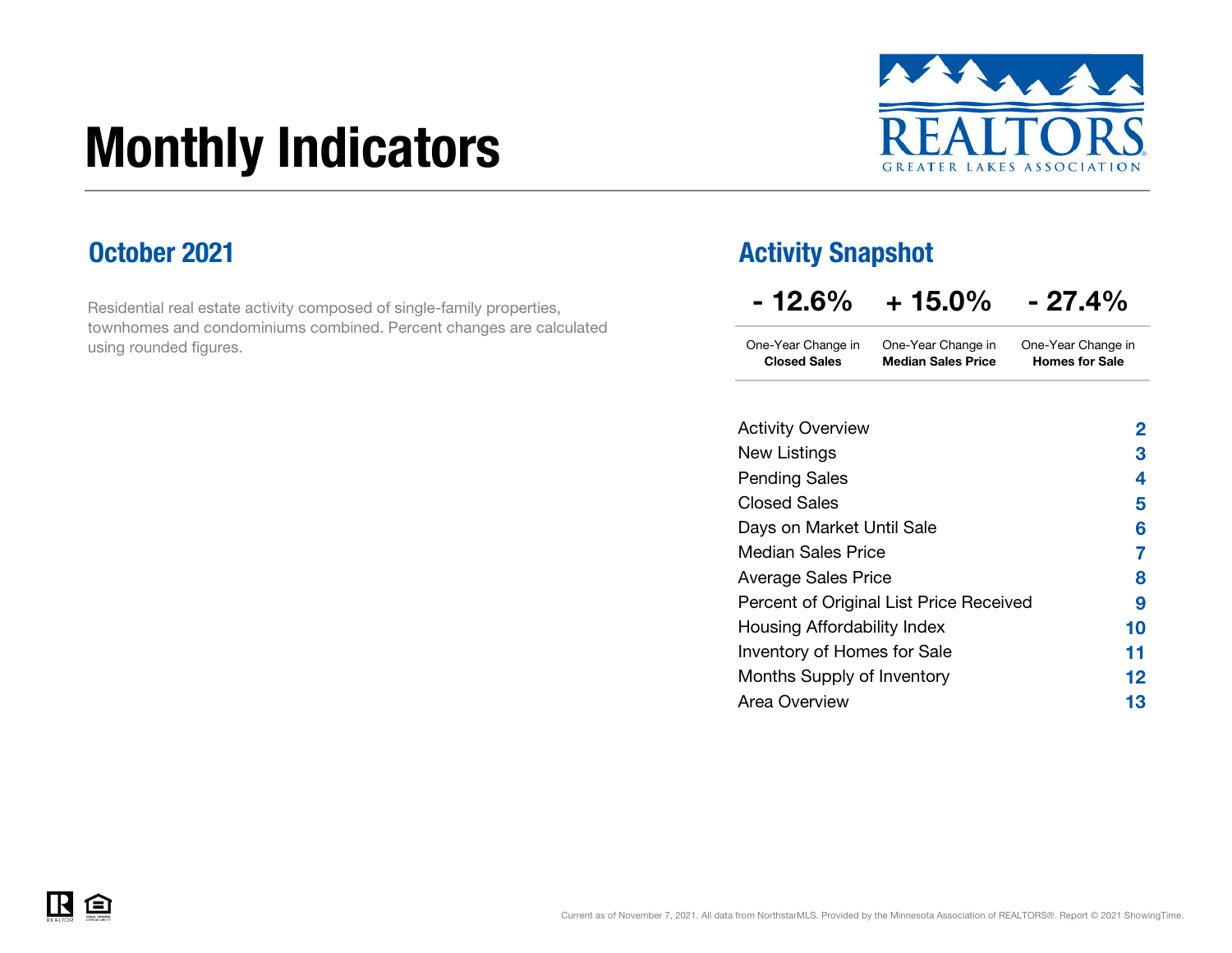# Monthly Indicators

REALTORS
GREATER LAKES ASSOCIATION

## October 2021

Residential real estate activity composed of single-family properties, townhomes and condominiums combined. Percent changes are calculated using rounded figures.

## Activity Snapshot

| - 12.6% | + 15.0% | - 27.4% |
|---|---|---|
| One-Year Change in **Closed Sales** | One-Year Change in **Median Sales Price** | One-Year Change in **Homes for Sale** |

| | |
|---|---|
| Activity Overview | 2 |
| New Listings | 3 |
| Pending Sales | 4 |
| Closed Sales | 5 |
| Days on Market Until Sale | 6 |
| Median Sales Price | 7 |
| Average Sales Price | 8 |
| Percent of Original List Price Received | 9 |
| Housing Affordability Index | 10 |
| Inventory of Homes for Sale | 11 |
| Months Supply of Inventory | 12 |
| Area Overview | 13 |

Current as of November 7, 2021. All data from NorthstarMLS. Provided by the Minnesota Association of REALTORS®. Report © 2021 ShowingTime.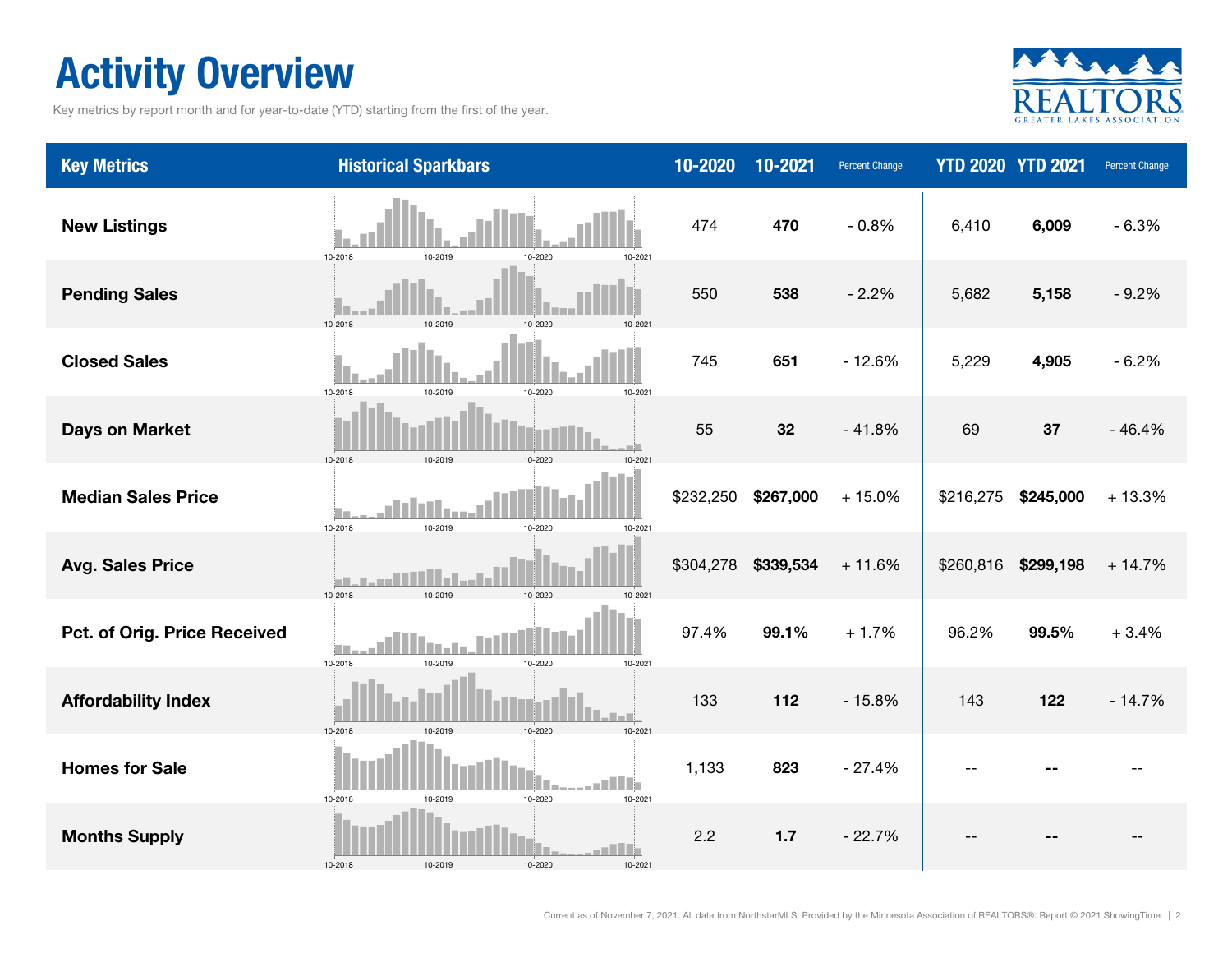# Activity Overview

Key metrics by report month and for year-to-date (YTD) starting from the first of the year.

| Key Metrics | Historical Sparkbars | 10-2020 | 10-2021 | Percent Change | YTD 2020 | YTD 2021 | Percent Change |
|---|---|---|---|---|---|---|---|
| **New Listings** | 10-2018 10-2019 10-2020 10-2021 | 474 | **470** | - 0.8% | 6,410 | **6,009** | - 6.3% |
| **Pending Sales** | 10-2018 10-2019 10-2020 10-2021 | 550 | **538** | - 2.2% | 5,682 | **5,158** | - 9.2% |
| **Closed Sales** | 10-2018 10-2019 10-2020 10-2021 | 745 | **651** | - 12.6% | 5,229 | **4,905** | - 6.2% |
| **Days on Market** | 10-2018 10-2019 10-2020 10-2021 | 55 | **32** | - 41.8% | 69 | **37** | - 46.4% |
| **Median Sales Price** | 10-2018 10-2019 10-2020 10-2021 | $232,250 | **$267,000** | + 15.0% | $216,275 | **$245,000** | + 13.3% |
| **Avg. Sales Price** | 10-2018 10-2019 10-2020 10-2021 | $304,278 | **$339,534** | + 11.6% | $260,816 | **$299,198** | + 14.7% |
| **Pct. of Orig. Price Received** | 10-2018 10-2019 10-2020 10-2021 | 97.4% | **99.1%** | + 1.7% | 96.2% | **99.5%** | + 3.4% |
| **Affordability Index** | 10-2018 10-2019 10-2020 10-2021 | 133 | **112** | - 15.8% | 143 | **122** | - 14.7% |
| **Homes for Sale** | 10-2018 10-2019 10-2020 10-2021 | 1,133 | **823** | - 27.4% | -- | **--** | -- |
| **Months Supply** | 10-2018 10-2019 10-2020 10-2021 | 2.2 | **1.7** | - 22.7% | -- | **--** | -- |

Current as of November 7, 2021. All data from NorthstarMLS. Provided by the Minnesota Association of REALTORS®. Report © 2021 ShowingTime.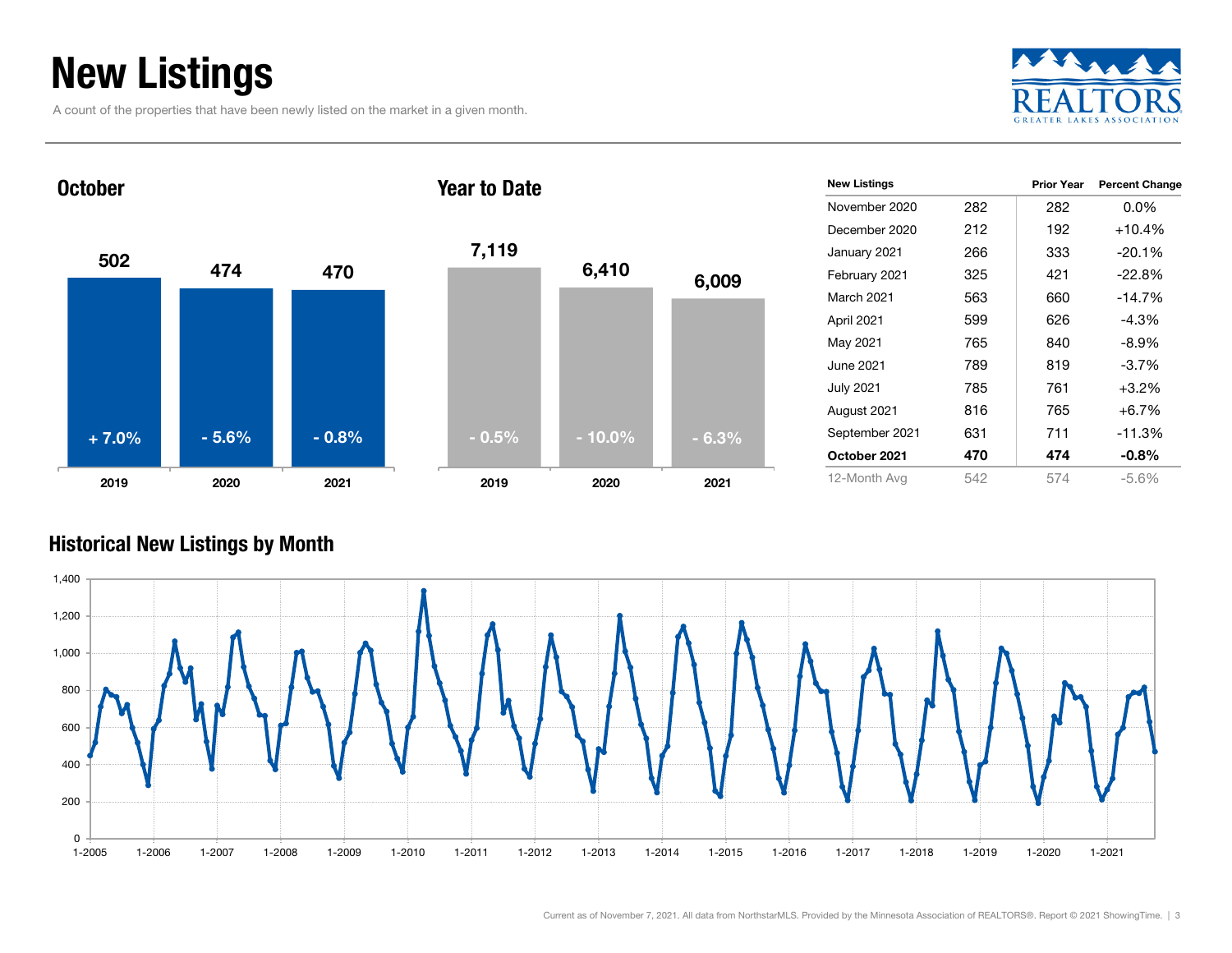# New Listings

A count of the properties that have been newly listed on the market in a given month.

### October

| | 2019 | 2020 | 2021 |
|---|---|---|---|
| New Listings | 502 | 474 | 470 |
| Change | + 7.0% | - 5.6% | - 0.8% |

### Year to Date

| | 2019 | 2020 | 2021 |
|---|---|---|---|
| New Listings | 7,119 | 6,410 | 6,009 |
| Change | - 0.5% | - 10.0% | - 6.3% |

| New Listings | | Prior Year | Percent Change |
|---|---|---|---|
| November 2020 | 282 | 282 | 0.0% |
| December 2020 | 212 | 192 | +10.4% |
| January 2021 | 266 | 333 | -20.1% |
| February 2021 | 325 | 421 | -22.8% |
| March 2021 | 563 | 660 | -14.7% |
| April 2021 | 599 | 626 | -4.3% |
| May 2021 | 765 | 840 | -8.9% |
| June 2021 | 789 | 819 | -3.7% |
| July 2021 | 785 | 761 | +3.2% |
| August 2021 | 816 | 765 | +6.7% |
| September 2021 | 631 | 711 | -11.3% |
| **October 2021** | **470** | **474** | **-0.8%** |
| 12-Month Avg | 542 | 574 | -5.6% |

### Historical New Listings by Month

Current as of November 7, 2021. All data from NorthstarMLS. Provided by the Minnesota Association of REALTORS®. Report © 2021 ShowingTime.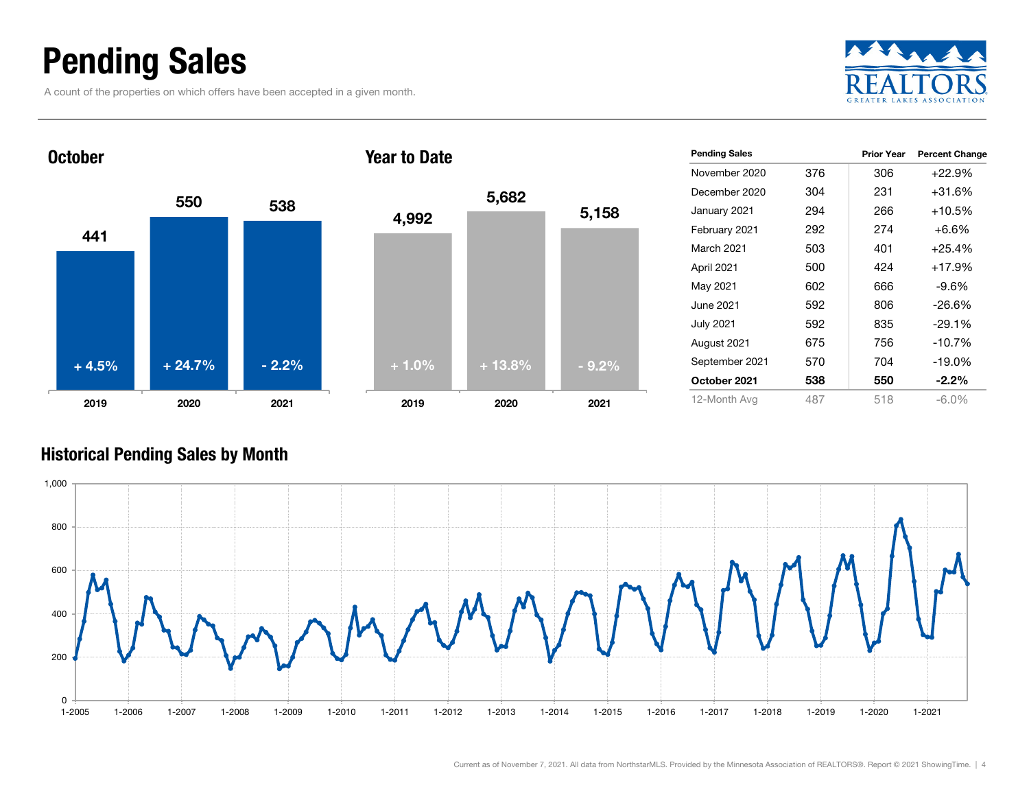# Pending Sales

A count of the properties on which offers have been accepted in a given month.

### October

| | 2019 | 2020 | 2021 |
|---|---|---|---|
| Pending Sales | 441 | 550 | 538 |
| Percent Change | + 4.5% | + 24.7% | - 2.2% |

### Year to Date

| | 2019 | 2020 | 2021 |
|---|---|---|---|
| Pending Sales | 4,992 | 5,682 | 5,158 |
| Percent Change | + 1.0% | + 13.8% | - 9.2% |

| Pending Sales | | Prior Year | Percent Change |
|---|---|---|---|
| November 2020 | 376 | 306 | +22.9% |
| December 2020 | 304 | 231 | +31.6% |
| January 2021 | 294 | 266 | +10.5% |
| February 2021 | 292 | 274 | +6.6% |
| March 2021 | 503 | 401 | +25.4% |
| April 2021 | 500 | 424 | +17.9% |
| May 2021 | 602 | 666 | -9.6% |
| June 2021 | 592 | 806 | -26.6% |
| July 2021 | 592 | 835 | -29.1% |
| August 2021 | 675 | 756 | -10.7% |
| September 2021 | 570 | 704 | -19.0% |
| **October 2021** | **538** | **550** | **-2.2%** |
| 12-Month Avg | 487 | 518 | -6.0% |

### Historical Pending Sales by Month

Current as of November 7, 2021. All data from NorthstarMLS. Provided by the Minnesota Association of REALTORS®. Report © 2021 ShowingTime.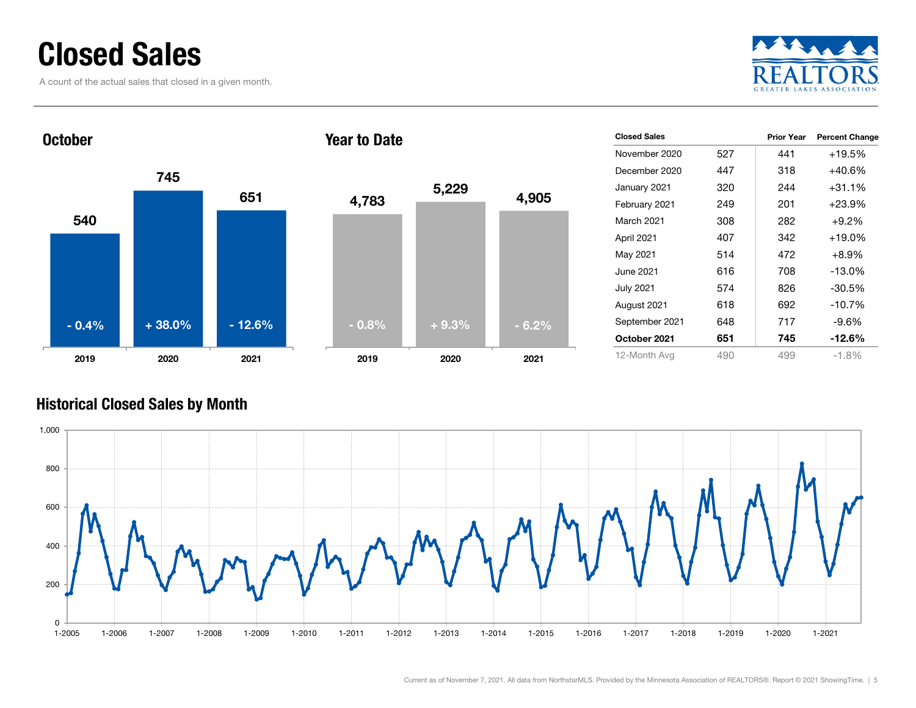# Closed Sales

A count of the actual sales that closed in a given month.

### October

| | 2019 | 2020 | 2021 |
|---|---|---|---|
| Closed Sales | 540 | 745 | 651 |
| Change | - 0.4% | + 38.0% | - 12.6% |

### Year to Date

| | 2019 | 2020 | 2021 |
|---|---|---|---|
| Closed Sales | 4,783 | 5,229 | 4,905 |
| Change | - 0.8% | + 9.3% | - 6.2% |

| Closed Sales | | Prior Year | Percent Change |
|---|---|---|---|
| November 2020 | 527 | 441 | +19.5% |
| December 2020 | 447 | 318 | +40.6% |
| January 2021 | 320 | 244 | +31.1% |
| February 2021 | 249 | 201 | +23.9% |
| March 2021 | 308 | 282 | +9.2% |
| April 2021 | 407 | 342 | +19.0% |
| May 2021 | 514 | 472 | +8.9% |
| June 2021 | 616 | 708 | -13.0% |
| July 2021 | 574 | 826 | -30.5% |
| August 2021 | 618 | 692 | -10.7% |
| September 2021 | 648 | 717 | -9.6% |
| **October 2021** | **651** | **745** | **-12.6%** |
| 12-Month Avg | 490 | 499 | -1.8% |

### Historical Closed Sales by Month

Current as of November 7, 2021. All data from NorthstarMLS. Provided by the Minnesota Association of REALTORS®. Report © 2021 ShowingTime.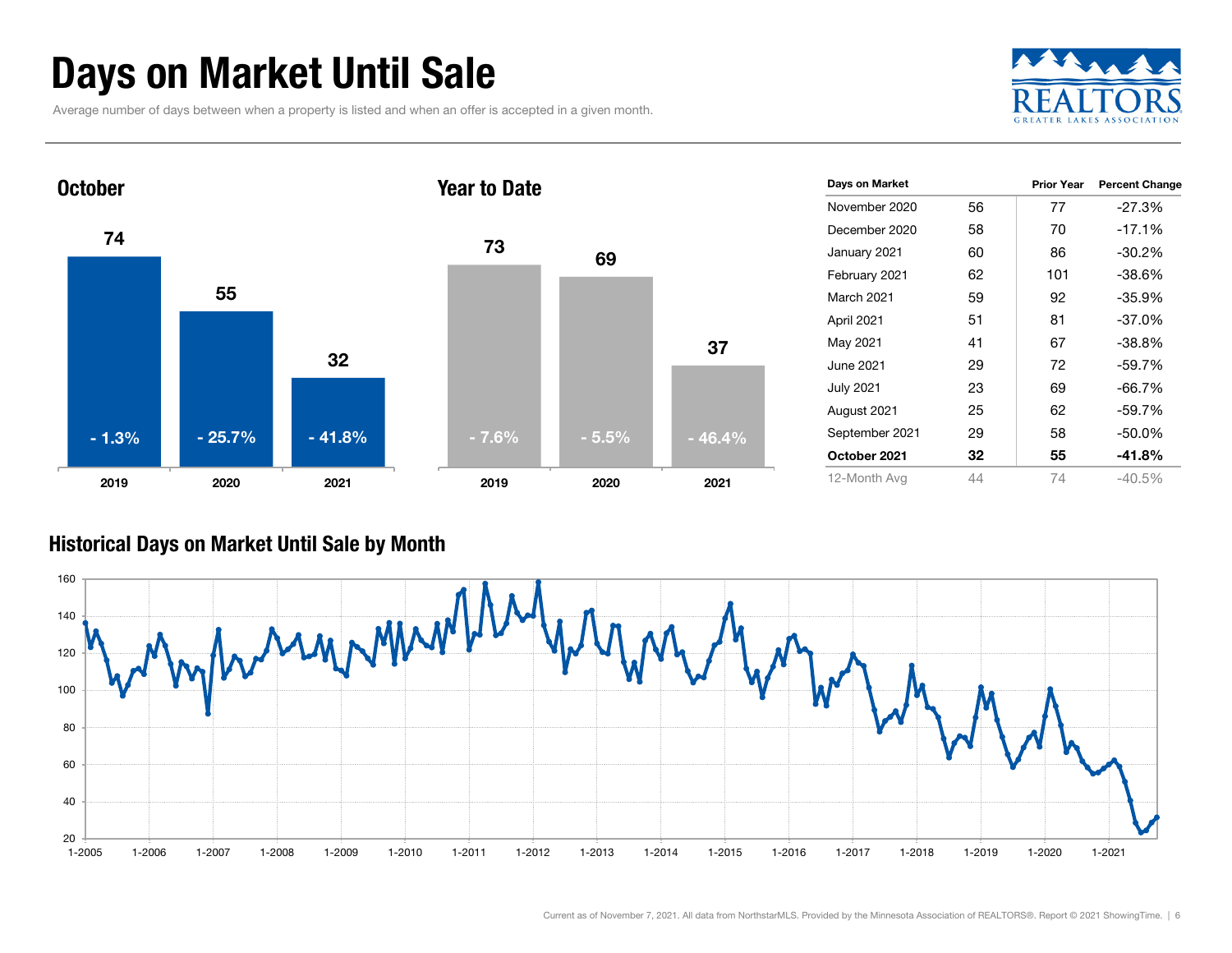# Days on Market Until Sale

Average number of days between when a property is listed and when an offer is accepted in a given month.

## October

| | 2019 | 2020 | 2021 |
|---|---|---|---|
| Days | 74 | 55 | 32 |
| Change | - 1.3% | - 25.7% | - 41.8% |

## Year to Date

| | 2019 | 2020 | 2021 |
|---|---|---|---|
| Days | 73 | 69 | 37 |
| Change | - 7.6% | - 5.5% | - 46.4% |

| Days on Market | | Prior Year | Percent Change |
|---|---|---|---|
| November 2020 | 56 | 77 | -27.3% |
| December 2020 | 58 | 70 | -17.1% |
| January 2021 | 60 | 86 | -30.2% |
| February 2021 | 62 | 101 | -38.6% |
| March 2021 | 59 | 92 | -35.9% |
| April 2021 | 51 | 81 | -37.0% |
| May 2021 | 41 | 67 | -38.8% |
| June 2021 | 29 | 72 | -59.7% |
| July 2021 | 23 | 69 | -66.7% |
| August 2021 | 25 | 62 | -59.7% |
| September 2021 | 29 | 58 | -50.0% |
| **October 2021** | **32** | **55** | **-41.8%** |
| 12-Month Avg | 44 | 74 | -40.5% |

## Historical Days on Market Until Sale by Month

Current as of November 7, 2021. All data from NorthstarMLS. Provided by the Minnesota Association of REALTORS®. Report © 2021 ShowingTime.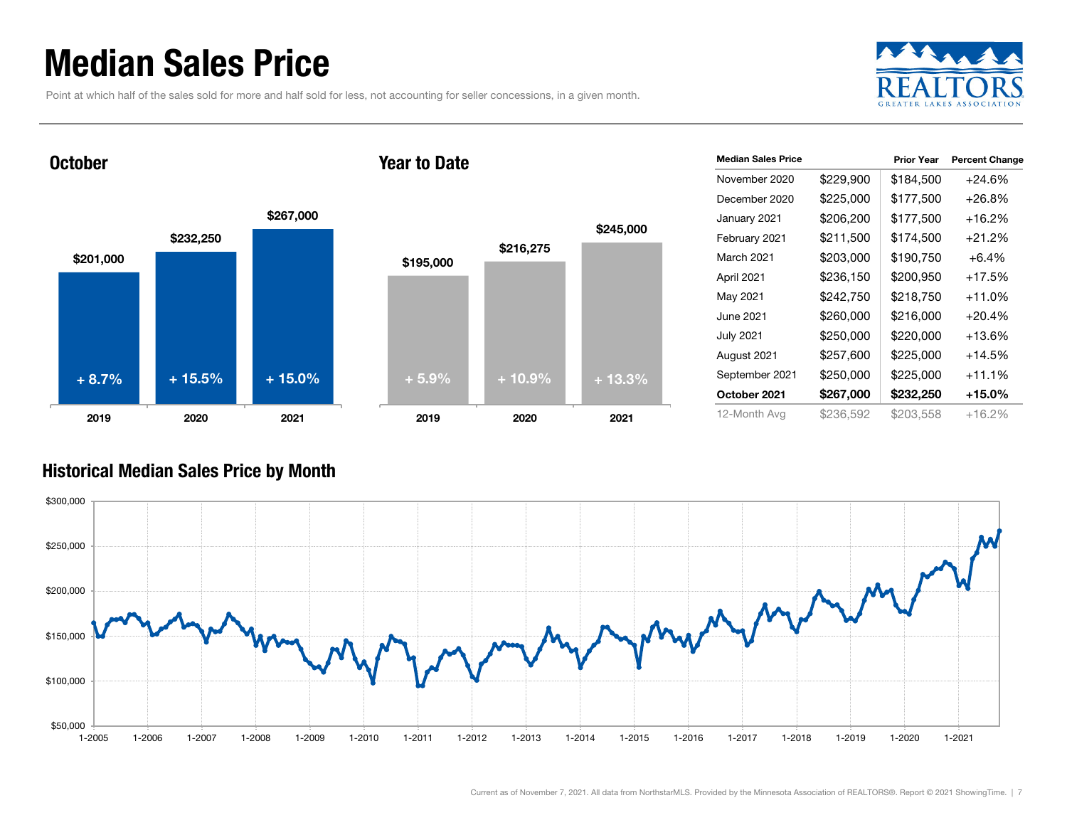# Median Sales Price

Point at which half of the sales sold for more and half sold for less, not accounting for seller concessions, in a given month.

## October

| Year | Median Sales Price | Change |
|---|---|---|
| 2019 | $201,000 | + 8.7% |
| 2020 | $232,250 | + 15.5% |
| 2021 | $267,000 | + 15.0% |

## Year to Date

| Year | Median Sales Price | Change |
|---|---|---|
| 2019 | $195,000 | + 5.9% |
| 2020 | $216,275 | + 10.9% |
| 2021 | $245,000 | + 13.3% |

| Median Sales Price | | Prior Year | Percent Change |
|---|---|---|---|
| November 2020 | $229,900 | $184,500 | +24.6% |
| December 2020 | $225,000 | $177,500 | +26.8% |
| January 2021 | $206,200 | $177,500 | +16.2% |
| February 2021 | $211,500 | $174,500 | +21.2% |
| March 2021 | $203,000 | $190,750 | +6.4% |
| April 2021 | $236,150 | $200,950 | +17.5% |
| May 2021 | $242,750 | $218,750 | +11.0% |
| June 2021 | $260,000 | $216,000 | +20.4% |
| July 2021 | $250,000 | $220,000 | +13.6% |
| August 2021 | $257,600 | $225,000 | +14.5% |
| September 2021 | $250,000 | $225,000 | +11.1% |
| **October 2021** | **$267,000** | **$232,250** | **+15.0%** |
| 12-Month Avg | $236,592 | $203,558 | +16.2% |

## Historical Median Sales Price by Month

Current as of November 7, 2021. All data from NorthstarMLS. Provided by the Minnesota Association of REALTORS®. Report © 2021 ShowingTime.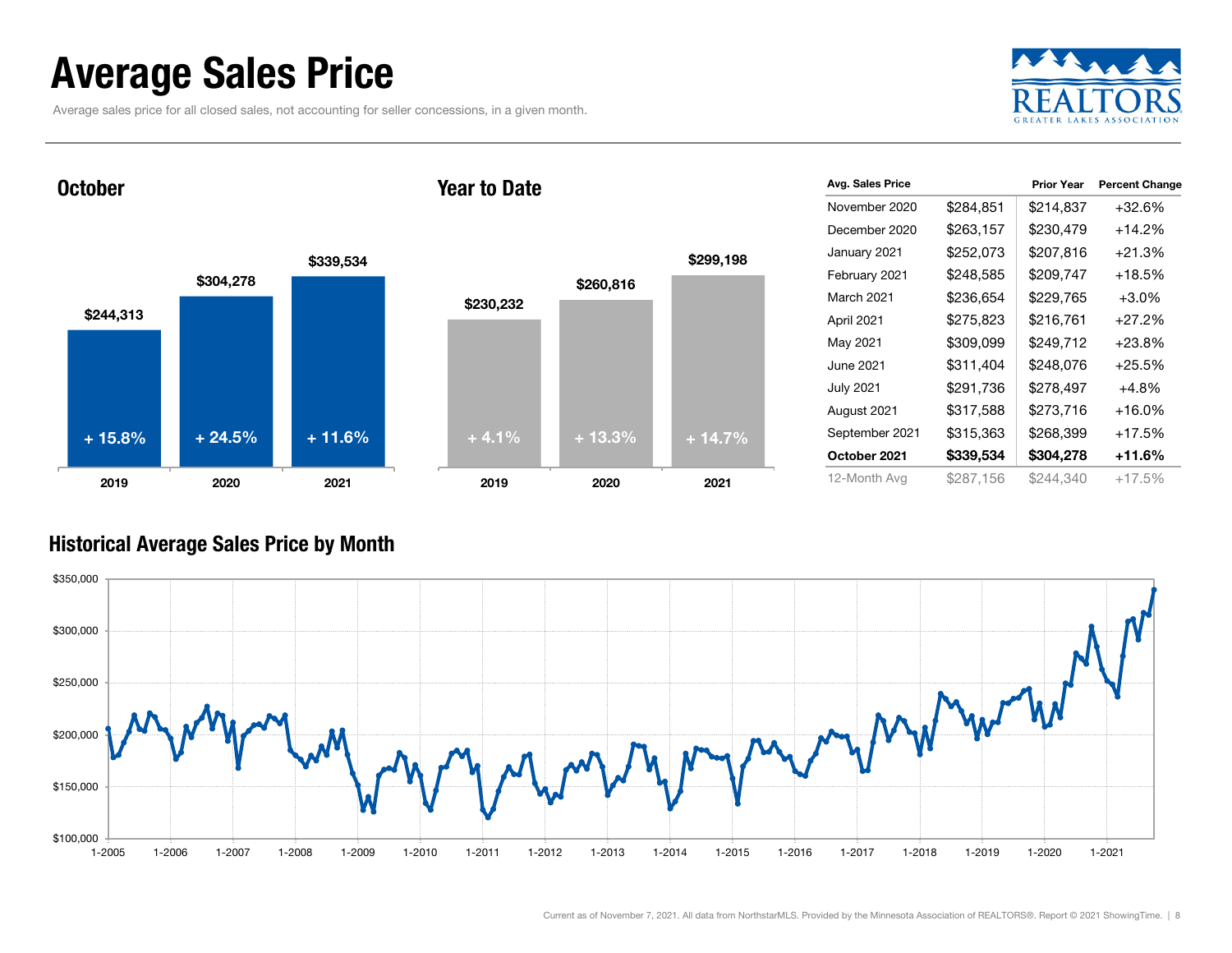# Average Sales Price

Average sales price for all closed sales, not accounting for seller concessions, in a given month.

## October

| | 2019 | 2020 | 2021 |
|---|---|---|---|
| Average Sales Price | $244,313 | $304,278 | $339,534 |
| Change | + 15.8% | + 24.5% | + 11.6% |

## Year to Date

| | 2019 | 2020 | 2021 |
|---|---|---|---|
| Average Sales Price | $230,232 | $260,816 | $299,198 |
| Change | + 4.1% | + 13.3% | + 14.7% |

| Avg. Sales Price | | Prior Year | Percent Change |
|---|---|---|---|
| November 2020 | $284,851 | $214,837 | +32.6% |
| December 2020 | $263,157 | $230,479 | +14.2% |
| January 2021 | $252,073 | $207,816 | +21.3% |
| February 2021 | $248,585 | $209,747 | +18.5% |
| March 2021 | $236,654 | $229,765 | +3.0% |
| April 2021 | $275,823 | $216,761 | +27.2% |
| May 2021 | $309,099 | $249,712 | +23.8% |
| June 2021 | $311,404 | $248,076 | +25.5% |
| July 2021 | $291,736 | $278,497 | +4.8% |
| August 2021 | $317,588 | $273,716 | +16.0% |
| September 2021 | $315,363 | $268,399 | +17.5% |
| **October 2021** | **$339,534** | **$304,278** | **+11.6%** |
| 12-Month Avg | $287,156 | $244,340 | +17.5% |

## Historical Average Sales Price by Month

Current as of November 7, 2021. All data from NorthstarMLS. Provided by the Minnesota Association of REALTORS®. Report © 2021 ShowingTime.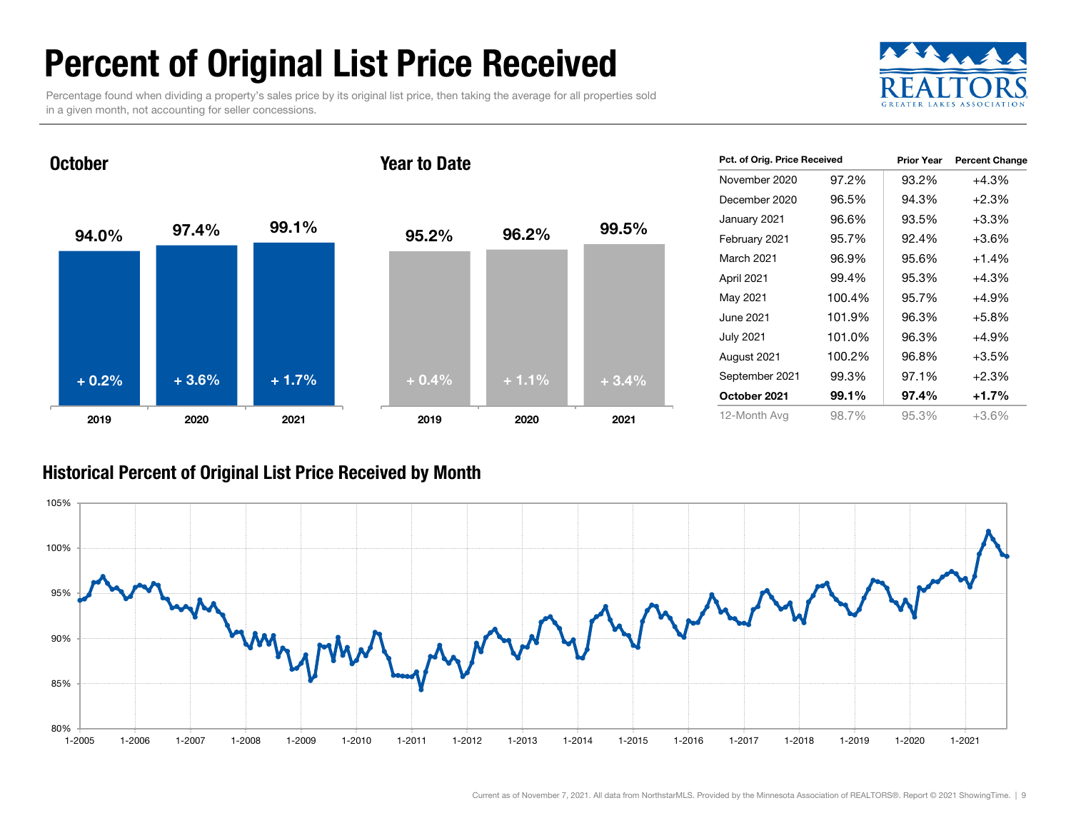# Percent of Original List Price Received

Percentage found when dividing a property's sales price by its original list price, then taking the average for all properties sold in a given month, not accounting for seller concessions.

## October

| | 2019 | 2020 | 2021 |
|---|---|---|---|
| Percent | 94.0% | 97.4% | 99.1% |
| Change | + 0.2% | + 3.6% | + 1.7% |

## Year to Date

| | 2019 | 2020 | 2021 |
|---|---|---|---|
| Percent | 95.2% | 96.2% | 99.5% |
| Change | + 0.4% | + 1.1% | + 3.4% |

| Pct. of Orig. Price Received | | Prior Year | Percent Change |
|---|---|---|---|
| November 2020 | 97.2% | 93.2% | +4.3% |
| December 2020 | 96.5% | 94.3% | +2.3% |
| January 2021 | 96.6% | 93.5% | +3.3% |
| February 2021 | 95.7% | 92.4% | +3.6% |
| March 2021 | 96.9% | 95.6% | +1.4% |
| April 2021 | 99.4% | 95.3% | +4.3% |
| May 2021 | 100.4% | 95.7% | +4.9% |
| June 2021 | 101.9% | 96.3% | +5.8% |
| July 2021 | 101.0% | 96.3% | +4.9% |
| August 2021 | 100.2% | 96.8% | +3.5% |
| September 2021 | 99.3% | 97.1% | +2.3% |
| **October 2021** | **99.1%** | **97.4%** | **+1.7%** |
| 12-Month Avg | 98.7% | 95.3% | +3.6% |

## Historical Percent of Original List Price Received by Month

Current as of November 7, 2021. All data from NorthstarMLS. Provided by the Minnesota Association of REALTORS®. Report © 2021 ShowingTime.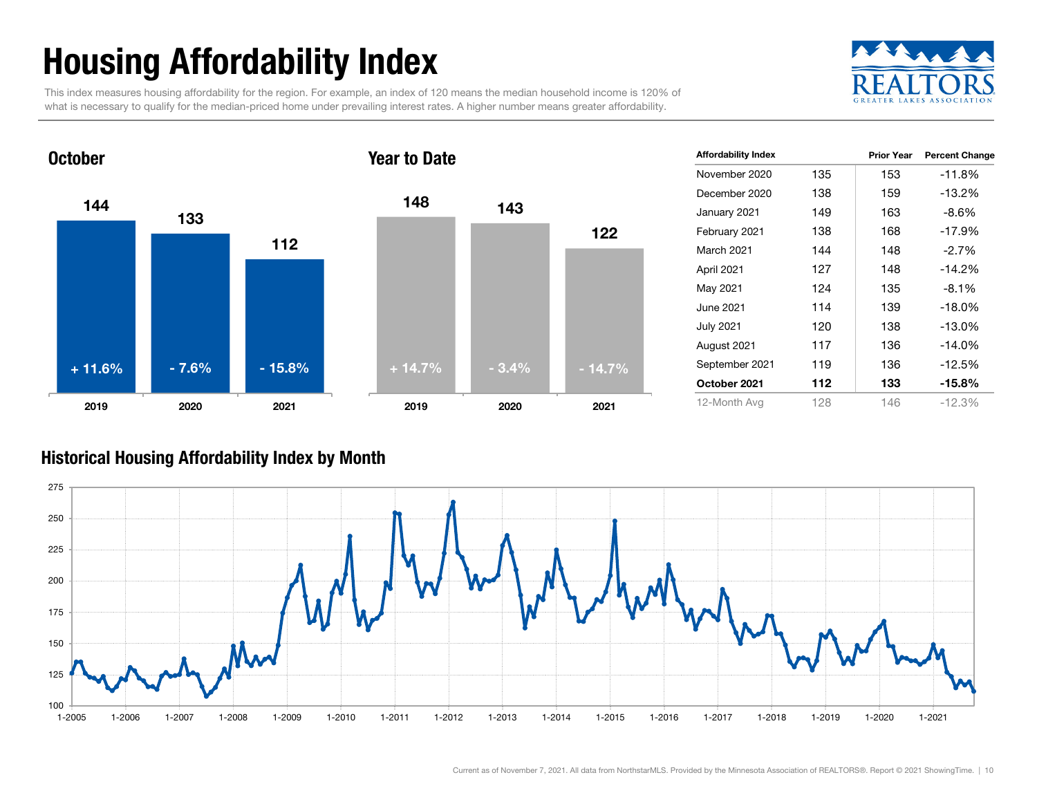# Housing Affordability Index

This index measures housing affordability for the region. For example, an index of 120 means the median household income is 120% of what is necessary to qualify for the median-priced home under prevailing interest rates. A higher number means greater affordability.

## October

| | 2019 | 2020 | 2021 |
|---|---|---|---|
| Index | 144 | 133 | 112 |
| Change | + 11.6% | - 7.6% | - 15.8% |

## Year to Date

| | 2019 | 2020 | 2021 |
|---|---|---|---|
| Index | 148 | 143 | 122 |
| Change | + 14.7% | - 3.4% | - 14.7% |

| Affordability Index | | Prior Year | Percent Change |
|---|---|---|---|
| November 2020 | 135 | 153 | -11.8% |
| December 2020 | 138 | 159 | -13.2% |
| January 2021 | 149 | 163 | -8.6% |
| February 2021 | 138 | 168 | -17.9% |
| March 2021 | 144 | 148 | -2.7% |
| April 2021 | 127 | 148 | -14.2% |
| May 2021 | 124 | 135 | -8.1% |
| June 2021 | 114 | 139 | -18.0% |
| July 2021 | 120 | 138 | -13.0% |
| August 2021 | 117 | 136 | -14.0% |
| September 2021 | 119 | 136 | -12.5% |
| **October 2021** | **112** | **133** | **-15.8%** |
| 12-Month Avg | 128 | 146 | -12.3% |

## Historical Housing Affordability Index by Month

Current as of November 7, 2021. All data from NorthstarMLS. Provided by the Minnesota Association of REALTORS®. Report © 2021 ShowingTime.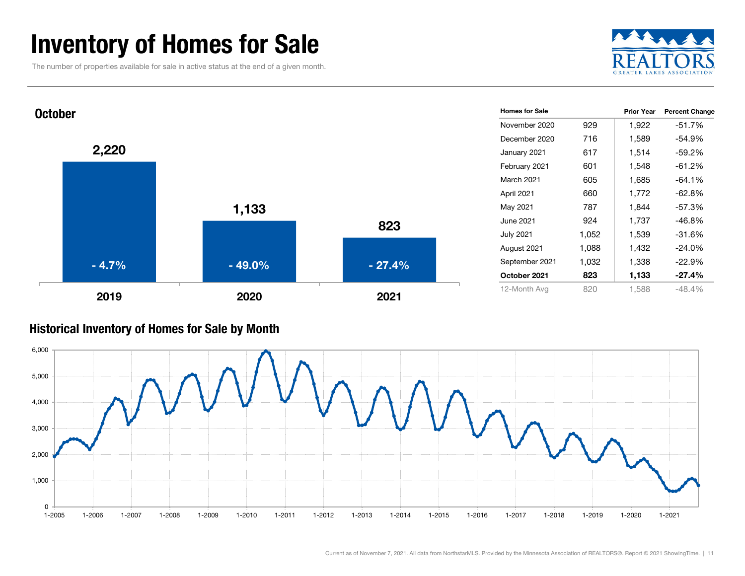# Inventory of Homes for Sale

The number of properties available for sale in active status at the end of a given month.

## October

| Year | Homes for Sale | Percent Change |
|---|---|---|
| 2019 | 2,220 | - 4.7% |
| 2020 | 1,133 | - 49.0% |
| 2021 | 823 | - 27.4% |

| Homes for Sale | | Prior Year | Percent Change |
|---|---|---|---|
| November 2020 | 929 | 1,922 | -51.7% |
| December 2020 | 716 | 1,589 | -54.9% |
| January 2021 | 617 | 1,514 | -59.2% |
| February 2021 | 601 | 1,548 | -61.2% |
| March 2021 | 605 | 1,685 | -64.1% |
| April 2021 | 660 | 1,772 | -62.8% |
| May 2021 | 787 | 1,844 | -57.3% |
| June 2021 | 924 | 1,737 | -46.8% |
| July 2021 | 1,052 | 1,539 | -31.6% |
| August 2021 | 1,088 | 1,432 | -24.0% |
| September 2021 | 1,032 | 1,338 | -22.9% |
| **October 2021** | **823** | **1,133** | **-27.4%** |
| 12-Month Avg | 820 | 1,588 | -48.4% |

## Historical Inventory of Homes for Sale by Month

Current as of November 7, 2021. All data from NorthstarMLS. Provided by the Minnesota Association of REALTORS®. Report © 2021 ShowingTime.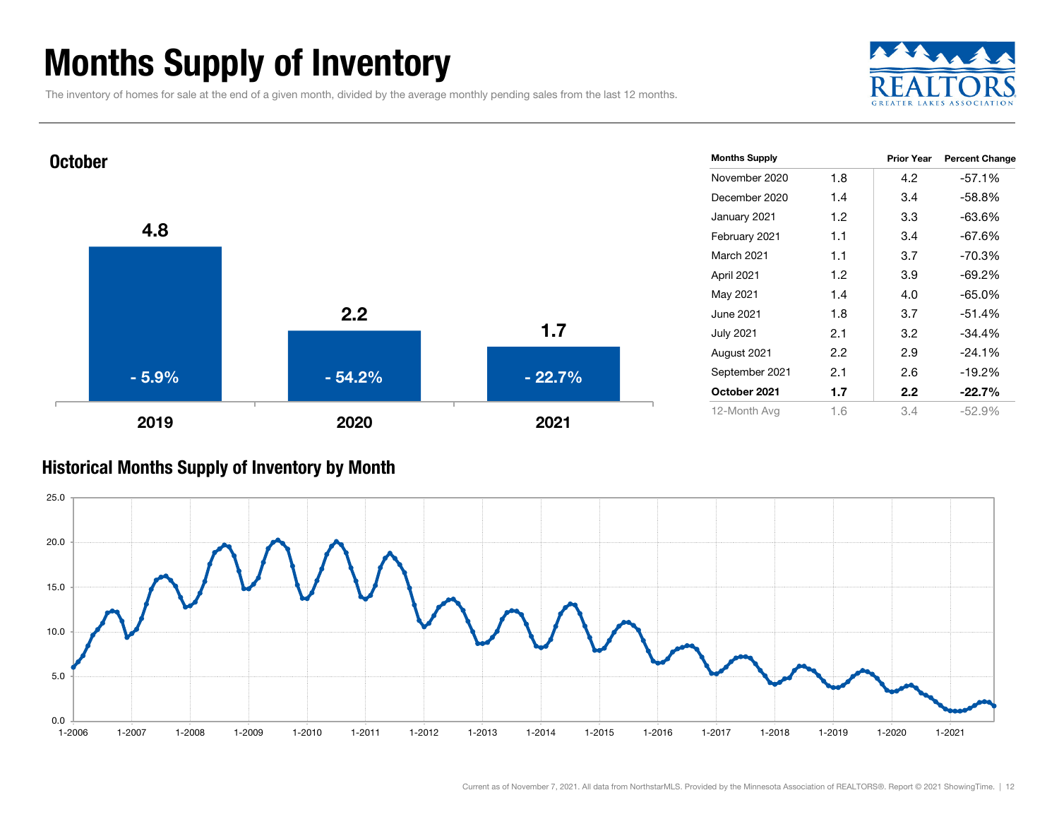# Months Supply of Inventory

The inventory of homes for sale at the end of a given month, divided by the average monthly pending sales from the last 12 months.

## October

| Year | Months Supply | Percent Change |
| --- | --- | --- |
| 2019 | 4.8 | - 5.9% |
| 2020 | 2.2 | - 54.2% |
| 2021 | 1.7 | - 22.7% |

| Months Supply | | Prior Year | Percent Change |
| --- | --- | --- | --- |
| November 2020 | 1.8 | 4.2 | -57.1% |
| December 2020 | 1.4 | 3.4 | -58.8% |
| January 2021 | 1.2 | 3.3 | -63.6% |
| February 2021 | 1.1 | 3.4 | -67.6% |
| March 2021 | 1.1 | 3.7 | -70.3% |
| April 2021 | 1.2 | 3.9 | -69.2% |
| May 2021 | 1.4 | 4.0 | -65.0% |
| June 2021 | 1.8 | 3.7 | -51.4% |
| July 2021 | 2.1 | 3.2 | -34.4% |
| August 2021 | 2.2 | 2.9 | -24.1% |
| September 2021 | 2.1 | 2.6 | -19.2% |
| **October 2021** | **1.7** | **2.2** | **-22.7%** |
| 12-Month Avg | 1.6 | 3.4 | -52.9% |

## Historical Months Supply of Inventory by Month

Current as of November 7, 2021. All data from NorthstarMLS. Provided by the Minnesota Association of REALTORS®. Report © 2021 ShowingTime.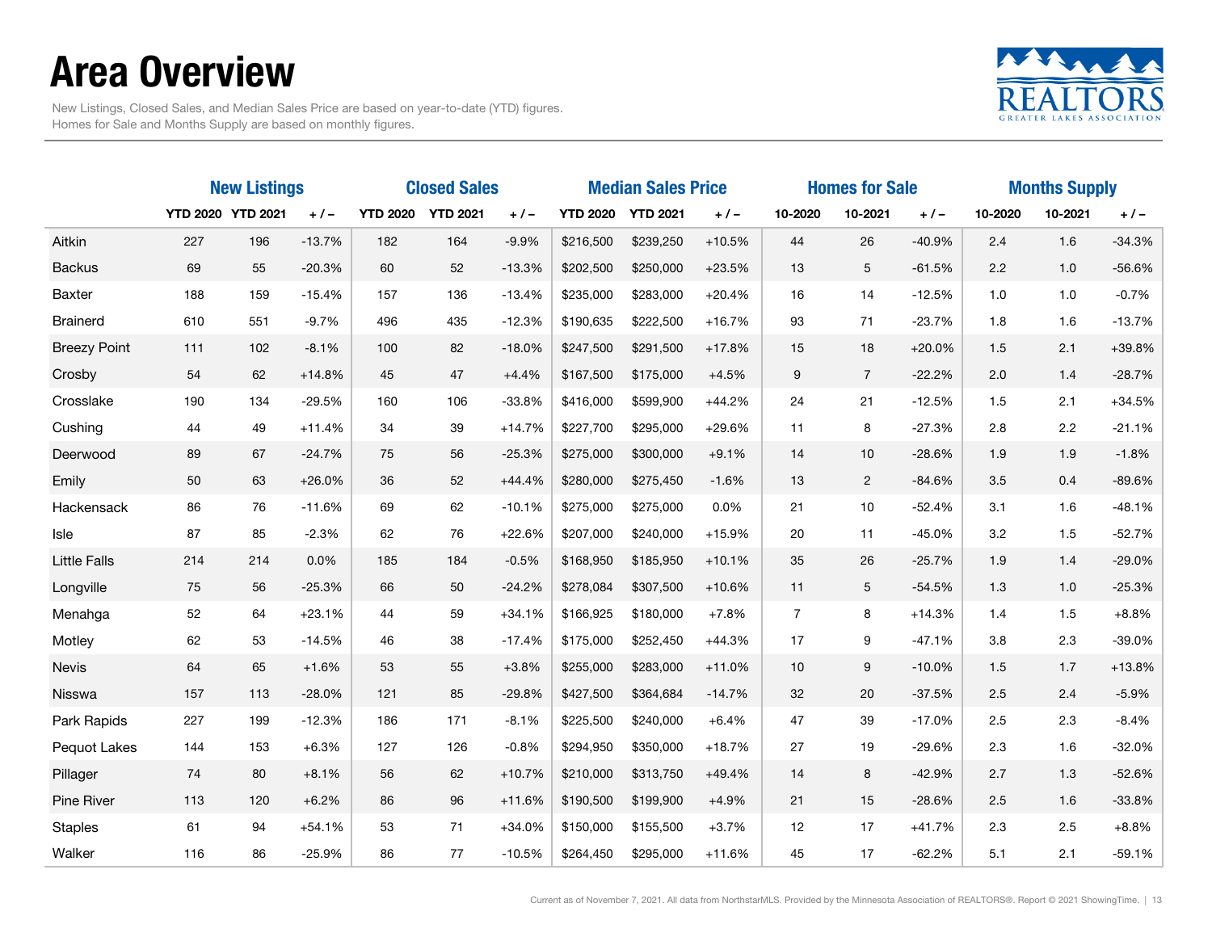# Area Overview

New Listings, Closed Sales, and Median Sales Price are based on year-to-date (YTD) figures.
Homes for Sale and Months Supply are based on monthly figures.

| | New Listings | | | Closed Sales | | | Median Sales Price | | | Homes for Sale | | | Months Supply | | |
|---|---|---|---|---|---|---|---|---|---|---|---|---|---|---|---|
| | YTD 2020 | YTD 2021 | + / – | YTD 2020 | YTD 2021 | + / – | YTD 2020 | YTD 2021 | + / – | 10-2020 | 10-2021 | + / – | 10-2020 | 10-2021 | + / – |
| Aitkin | 227 | 196 | -13.7% | 182 | 164 | -9.9% | $216,500 | $239,250 | +10.5% | 44 | 26 | -40.9% | 2.4 | 1.6 | -34.3% |
| Backus | 69 | 55 | -20.3% | 60 | 52 | -13.3% | $202,500 | $250,000 | +23.5% | 13 | 5 | -61.5% | 2.2 | 1.0 | -56.6% |
| Baxter | 188 | 159 | -15.4% | 157 | 136 | -13.4% | $235,000 | $283,000 | +20.4% | 16 | 14 | -12.5% | 1.0 | 1.0 | -0.7% |
| Brainerd | 610 | 551 | -9.7% | 496 | 435 | -12.3% | $190,635 | $222,500 | +16.7% | 93 | 71 | -23.7% | 1.8 | 1.6 | -13.7% |
| Breezy Point | 111 | 102 | -8.1% | 100 | 82 | -18.0% | $247,500 | $291,500 | +17.8% | 15 | 18 | +20.0% | 1.5 | 2.1 | +39.8% |
| Crosby | 54 | 62 | +14.8% | 45 | 47 | +4.4% | $167,500 | $175,000 | +4.5% | 9 | 7 | -22.2% | 2.0 | 1.4 | -28.7% |
| Crosslake | 190 | 134 | -29.5% | 160 | 106 | -33.8% | $416,000 | $599,900 | +44.2% | 24 | 21 | -12.5% | 1.5 | 2.1 | +34.5% |
| Cushing | 44 | 49 | +11.4% | 34 | 39 | +14.7% | $227,700 | $295,000 | +29.6% | 11 | 8 | -27.3% | 2.8 | 2.2 | -21.1% |
| Deerwood | 89 | 67 | -24.7% | 75 | 56 | -25.3% | $275,000 | $300,000 | +9.1% | 14 | 10 | -28.6% | 1.9 | 1.9 | -1.8% |
| Emily | 50 | 63 | +26.0% | 36 | 52 | +44.4% | $280,000 | $275,450 | -1.6% | 13 | 2 | -84.6% | 3.5 | 0.4 | -89.6% |
| Hackensack | 86 | 76 | -11.6% | 69 | 62 | -10.1% | $275,000 | $275,000 | 0.0% | 21 | 10 | -52.4% | 3.1 | 1.6 | -48.1% |
| Isle | 87 | 85 | -2.3% | 62 | 76 | +22.6% | $207,000 | $240,000 | +15.9% | 20 | 11 | -45.0% | 3.2 | 1.5 | -52.7% |
| Little Falls | 214 | 214 | 0.0% | 185 | 184 | -0.5% | $168,950 | $185,950 | +10.1% | 35 | 26 | -25.7% | 1.9 | 1.4 | -29.0% |
| Longville | 75 | 56 | -25.3% | 66 | 50 | -24.2% | $278,084 | $307,500 | +10.6% | 11 | 5 | -54.5% | 1.3 | 1.0 | -25.3% |
| Menahga | 52 | 64 | +23.1% | 44 | 59 | +34.1% | $166,925 | $180,000 | +7.8% | 7 | 8 | +14.3% | 1.4 | 1.5 | +8.8% |
| Motley | 62 | 53 | -14.5% | 46 | 38 | -17.4% | $175,000 | $252,450 | +44.3% | 17 | 9 | -47.1% | 3.8 | 2.3 | -39.0% |
| Nevis | 64 | 65 | +1.6% | 53 | 55 | +3.8% | $255,000 | $283,000 | +11.0% | 10 | 9 | -10.0% | 1.5 | 1.7 | +13.8% |
| Nisswa | 157 | 113 | -28.0% | 121 | 85 | -29.8% | $427,500 | $364,684 | -14.7% | 32 | 20 | -37.5% | 2.5 | 2.4 | -5.9% |
| Park Rapids | 227 | 199 | -12.3% | 186 | 171 | -8.1% | $225,500 | $240,000 | +6.4% | 47 | 39 | -17.0% | 2.5 | 2.3 | -8.4% |
| Pequot Lakes | 144 | 153 | +6.3% | 127 | 126 | -0.8% | $294,950 | $350,000 | +18.7% | 27 | 19 | -29.6% | 2.3 | 1.6 | -32.0% |
| Pillager | 74 | 80 | +8.1% | 56 | 62 | +10.7% | $210,000 | $313,750 | +49.4% | 14 | 8 | -42.9% | 2.7 | 1.3 | -52.6% |
| Pine River | 113 | 120 | +6.2% | 86 | 96 | +11.6% | $190,500 | $199,900 | +4.9% | 21 | 15 | -28.6% | 2.5 | 1.6 | -33.8% |
| Staples | 61 | 94 | +54.1% | 53 | 71 | +34.0% | $150,000 | $155,500 | +3.7% | 12 | 17 | +41.7% | 2.3 | 2.5 | +8.8% |
| Walker | 116 | 86 | -25.9% | 86 | 77 | -10.5% | $264,450 | $295,000 | +11.6% | 45 | 17 | -62.2% | 5.1 | 2.1 | -59.1% |

Current as of November 7, 2021. All data from NorthstarMLS. Provided by the Minnesota Association of REALTORS®. Report © 2021 ShowingTime.